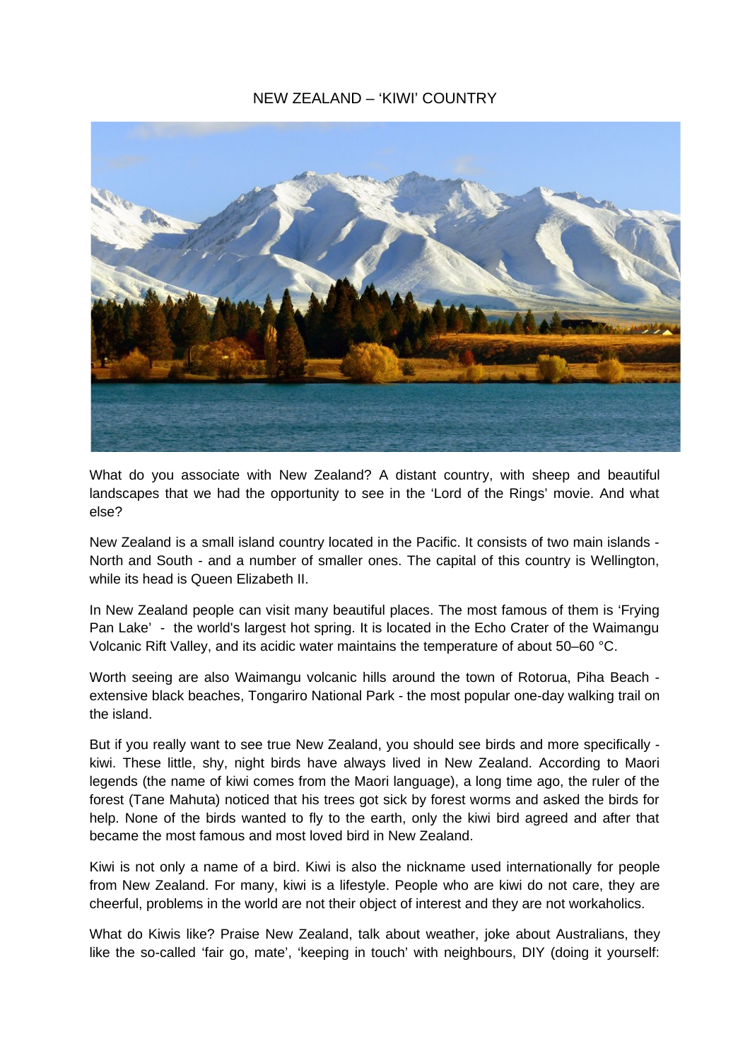# NEW ZEALAND – 'KIWI' COUNTRY

What do you associate with New Zealand? A distant country, with sheep and beautiful landscapes that we had the opportunity to see in the 'Lord of the Rings' movie. And what else?

New Zealand is a small island country located in the Pacific. It consists of two main islands - North and South - and a number of smaller ones. The capital of this country is Wellington, while its head is Queen Elizabeth II.

In New Zealand people can visit many beautiful places. The most famous of them is 'Frying Pan Lake' - the world's largest hot spring. It is located in the Echo Crater of the Waimangu Volcanic Rift Valley, and its acidic water maintains the temperature of about 50–60 °C.

Worth seeing are also Waimangu volcanic hills around the town of Rotorua, Piha Beach - extensive black beaches, Tongariro National Park - the most popular one-day walking trail on the island.

But if you really want to see true New Zealand, you should see birds and more specifically - kiwi. These little, shy, night birds have always lived in New Zealand. According to Maori legends (the name of kiwi comes from the Maori language), a long time ago, the ruler of the forest (Tane Mahuta) noticed that his trees got sick by forest worms and asked the birds for help. None of the birds wanted to fly to the earth, only the kiwi bird agreed and after that became the most famous and most loved bird in New Zealand.

Kiwi is not only a name of a bird. Kiwi is also the nickname used internationally for people from New Zealand. For many, kiwi is a lifestyle. People who are kiwi do not care, they are cheerful, problems in the world are not their object of interest and they are not workaholics.

What do Kiwis like? Praise New Zealand, talk about weather, joke about Australians, they like the so-called 'fair go, mate', 'keeping in touch' with neighbours, DIY (doing it yourself: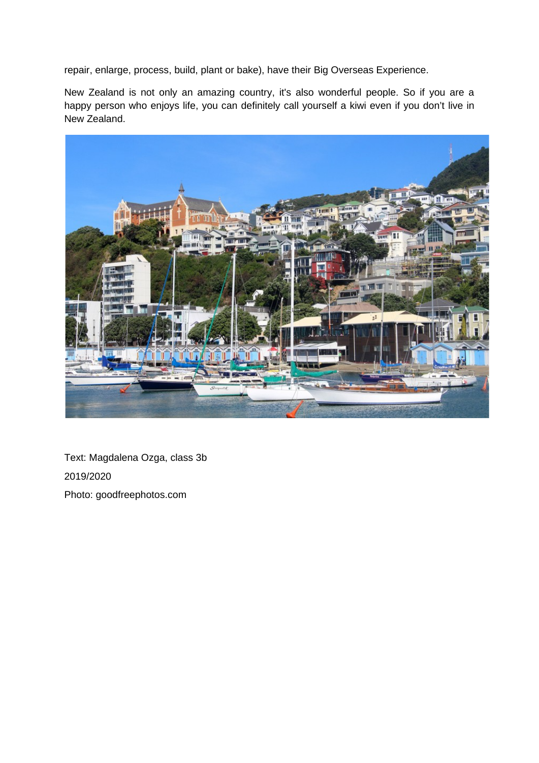repair, enlarge, process, build, plant or bake), have their Big Overseas Experience.

New Zealand is not only an amazing country, it's also wonderful people. So if you are a happy person who enjoys life, you can definitely call yourself a kiwi even if you don't live in New Zealand.

Text: Magdalena Ozga, class 3b

2019/2020

Photo: goodfreephotos.com